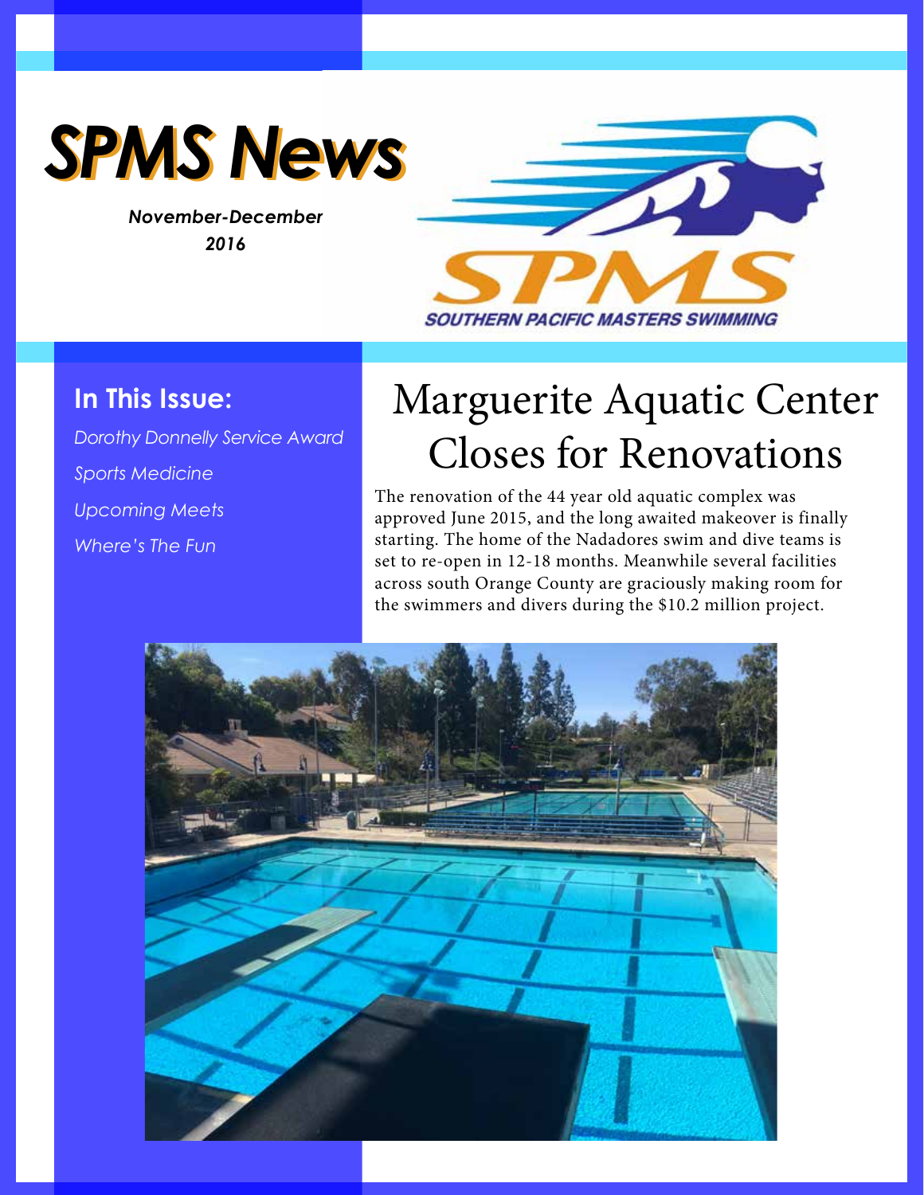# SPMS News

*November-December 2016*

SOUTHERN PACIFIC MASTERS SWIMMING

## In This Issue:

*Dorothy Donnelly Service Award*

*Sports Medicine*

*Upcoming Meets*

*Where's The Fun*

# Marguerite Aquatic Center Closes for Renovations

The renovation of the 44 year old aquatic complex was approved June 2015, and the long awaited makeover is finally starting. The home of the Nadadores swim and dive teams is set to re-open in 12-18 months. Meanwhile several facilities across south Orange County are graciously making room for the swimmers and divers during the $10.2 million project.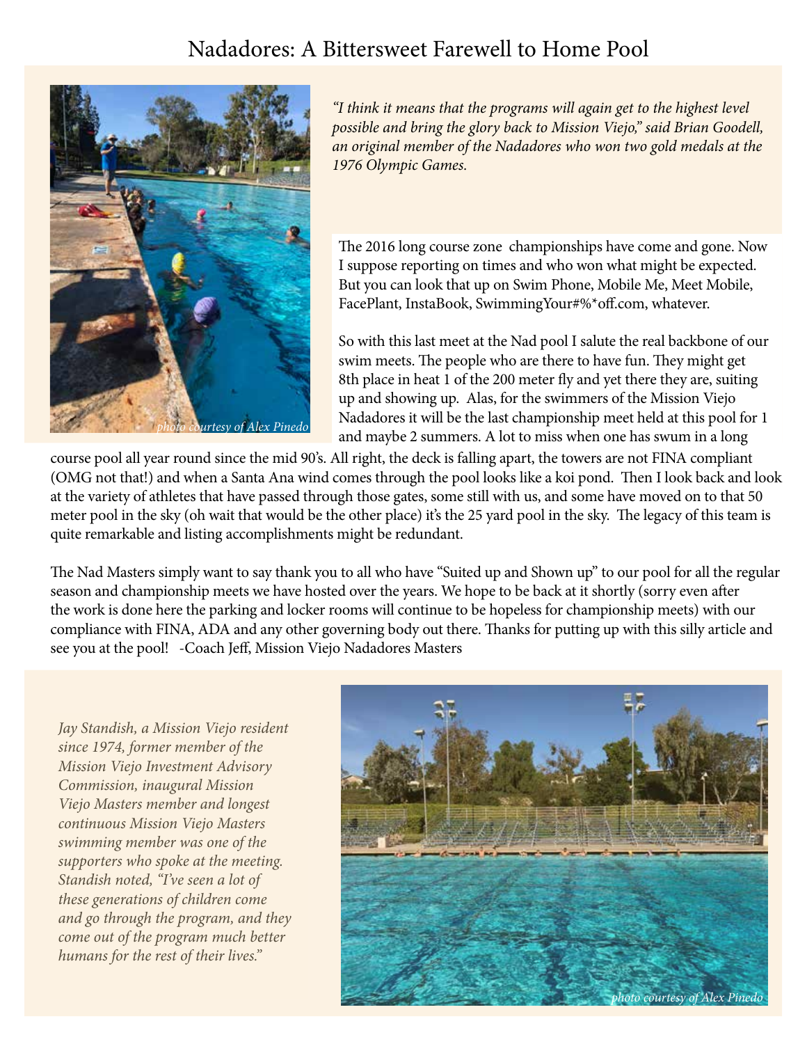# Nadadores: A Bittersweet Farewell to Home Pool

*"I think it means that the programs will again get to the highest level possible and bring the glory back to Mission Viejo," said Brian Goodell, an original member of the Nadadores who won two gold medals at the 1976 Olympic Games.*

*photo courtesy of Alex Pinedo*

The 2016 long course zone championships have come and gone. Now I suppose reporting on times and who won what might be expected. But you can look that up on Swim Phone, Mobile Me, Meet Mobile, FacePlant, InstaBook, SwimmingYour#%*off.com, whatever.

So with this last meet at the Nad pool I salute the real backbone of our swim meets. The people who are there to have fun. They might get 8th place in heat 1 of the 200 meter fly and yet there they are, suiting up and showing up. Alas, for the swimmers of the Mission Viejo Nadadores it will be the last championship meet held at this pool for 1 and maybe 2 summers. A lot to miss when one has swum in a long course pool all year round since the mid 90's. All right, the deck is falling apart, the towers are not FINA compliant (OMG not that!) and when a Santa Ana wind comes through the pool looks like a koi pond. Then I look back and look at the variety of athletes that have passed through those gates, some still with us, and some have moved on to that 50 meter pool in the sky (oh wait that would be the other place) it's the 25 yard pool in the sky. The legacy of this team is quite remarkable and listing accomplishments might be redundant.

The Nad Masters simply want to say thank you to all who have "Suited up and Shown up" to our pool for all the regular season and championship meets we have hosted over the years. We hope to be back at it shortly (sorry even after the work is done here the parking and locker rooms will continue to be hopeless for championship meets) with our compliance with FINA, ADA and any other governing body out there. Thanks for putting up with this silly article and see you at the pool! -Coach Jeff, Mission Viejo Nadadores Masters

*Jay Standish, a Mission Viejo resident since 1974, former member of the Mission Viejo Investment Advisory Commission, inaugural Mission Viejo Masters member and longest continuous Mission Viejo Masters swimming member was one of the supporters who spoke at the meeting. Standish noted, "I've seen a lot of these generations of children come and go through the program, and they come out of the program much better humans for the rest of their lives."*

*photo courtesy of Alex Pinedo*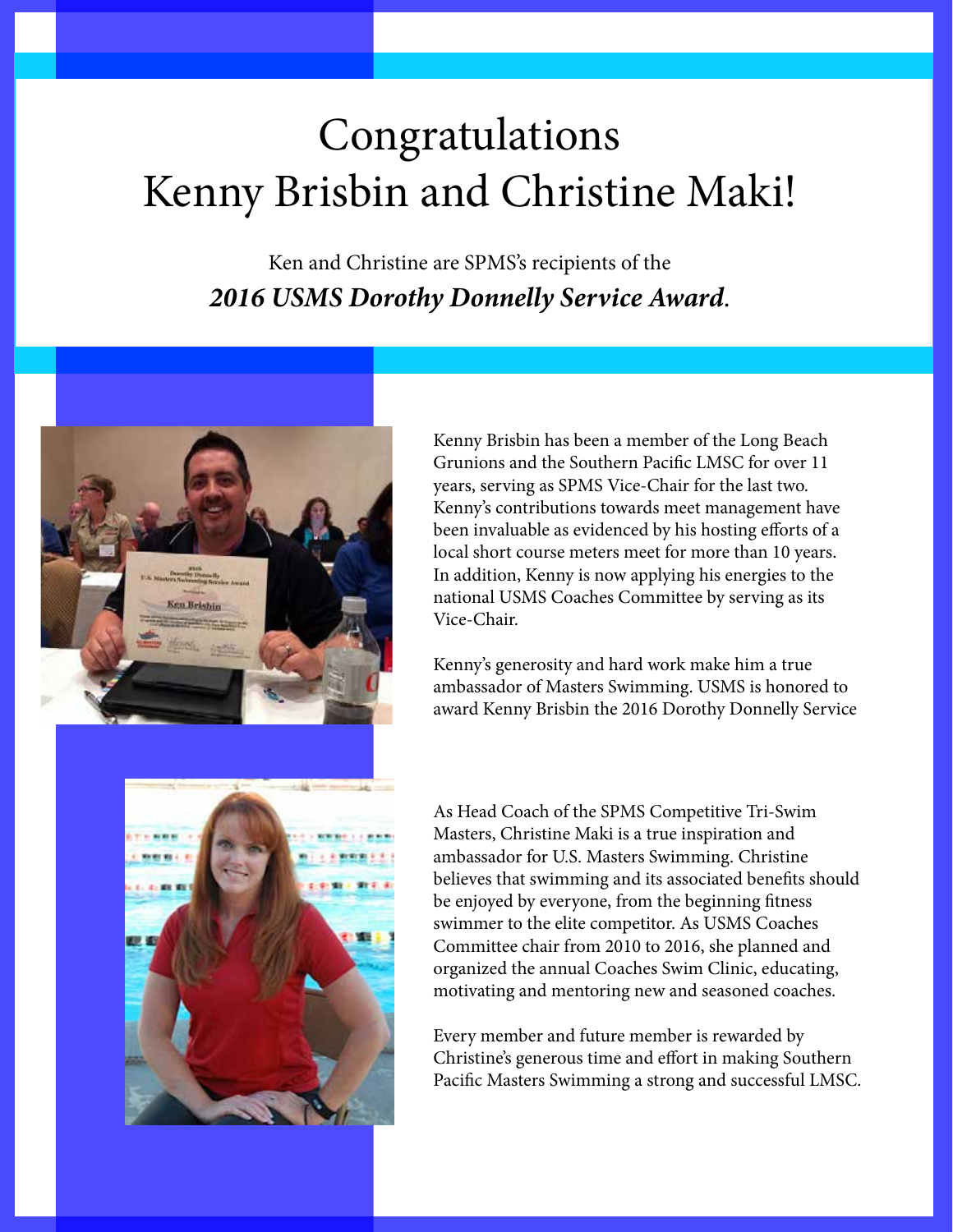# Congratulations
# Kenny Brisbin and Christine Maki!

Ken and Christine are SPMS's recipients of the

***2016 USMS Dorothy Donnelly Service Award.***

Kenny Brisbin has been a member of the Long Beach Grunions and the Southern Pacific LMSC for over 11 years, serving as SPMS Vice-Chair for the last two. Kenny's contributions towards meet management have been invaluable as evidenced by his hosting efforts of a local short course meters meet for more than 10 years. In addition, Kenny is now applying his energies to the national USMS Coaches Committee by serving as its Vice-Chair.

Kenny's generosity and hard work make him a true ambassador of Masters Swimming. USMS is honored to award Kenny Brisbin the 2016 Dorothy Donnelly Service

As Head Coach of the SPMS Competitive Tri-Swim Masters, Christine Maki is a true inspiration and ambassador for U.S. Masters Swimming. Christine believes that swimming and its associated benefits should be enjoyed by everyone, from the beginning fitness swimmer to the elite competitor. As USMS Coaches Committee chair from 2010 to 2016, she planned and organized the annual Coaches Swim Clinic, educating, motivating and mentoring new and seasoned coaches.

Every member and future member is rewarded by Christine's generous time and effort in making Southern Pacific Masters Swimming a strong and successful LMSC.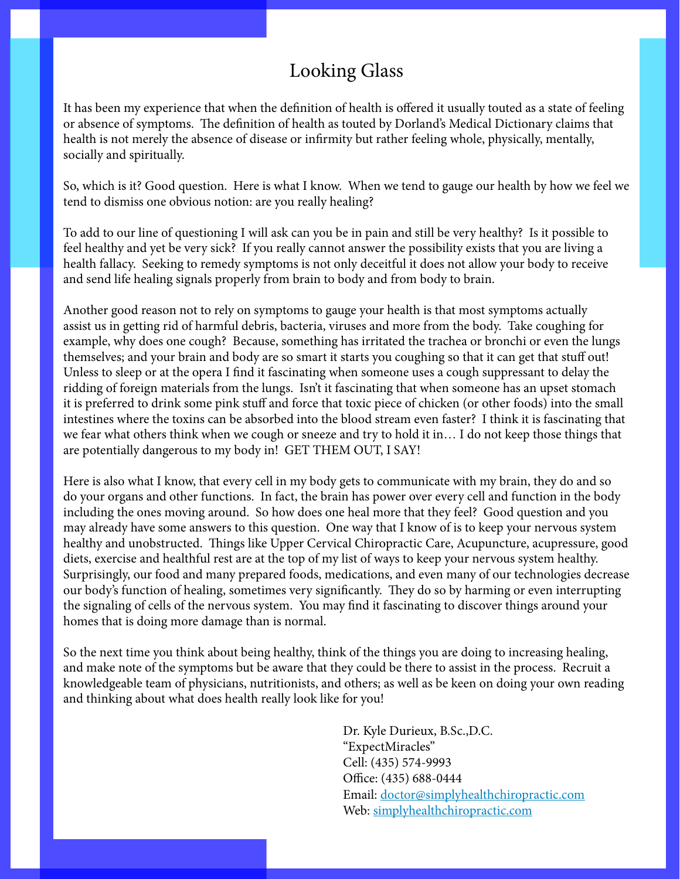# Looking Glass

It has been my experience that when the definition of health is offered it usually touted as a state of feeling or absence of symptoms. The definition of health as touted by Dorland's Medical Dictionary claims that health is not merely the absence of disease or infirmity but rather feeling whole, physically, mentally, socially and spiritually.

So, which is it? Good question. Here is what I know. When we tend to gauge our health by how we feel we tend to dismiss one obvious notion: are you really healing?

To add to our line of questioning I will ask can you be in pain and still be very healthy? Is it possible to feel healthy and yet be very sick? If you really cannot answer the possibility exists that you are living a health fallacy. Seeking to remedy symptoms is not only deceitful it does not allow your body to receive and send life healing signals properly from brain to body and from body to brain.

Another good reason not to rely on symptoms to gauge your health is that most symptoms actually assist us in getting rid of harmful debris, bacteria, viruses and more from the body. Take coughing for example, why does one cough? Because, something has irritated the trachea or bronchi or even the lungs themselves; and your brain and body are so smart it starts you coughing so that it can get that stuff out! Unless to sleep or at the opera I find it fascinating when someone uses a cough suppressant to delay the ridding of foreign materials from the lungs. Isn't it fascinating that when someone has an upset stomach it is preferred to drink some pink stuff and force that toxic piece of chicken (or other foods) into the small intestines where the toxins can be absorbed into the blood stream even faster? I think it is fascinating that we fear what others think when we cough or sneeze and try to hold it in… I do not keep those things that are potentially dangerous to my body in! GET THEM OUT, I SAY!

Here is also what I know, that every cell in my body gets to communicate with my brain, they do and so do your organs and other functions. In fact, the brain has power over every cell and function in the body including the ones moving around. So how does one heal more that they feel? Good question and you may already have some answers to this question. One way that I know of is to keep your nervous system healthy and unobstructed. Things like Upper Cervical Chiropractic Care, Acupuncture, acupressure, good diets, exercise and healthful rest are at the top of my list of ways to keep your nervous system healthy. Surprisingly, our food and many prepared foods, medications, and even many of our technologies decrease our body's function of healing, sometimes very significantly. They do so by harming or even interrupting the signaling of cells of the nervous system. You may find it fascinating to discover things around your homes that is doing more damage than is normal.

So the next time you think about being healthy, think of the things you are doing to increasing healing, and make note of the symptoms but be aware that they could be there to assist in the process. Recruit a knowledgeable team of physicians, nutritionists, and others; as well as be keen on doing your own reading and thinking about what does health really look like for you!

Dr. Kyle Durieux, B.Sc.,D.C.
"ExpectMiracles"
Cell: (435) 574-9993
Office: (435) 688-0444
Email: doctor@simplyhealthchiropractic.com
Web: simplyhealthchiropractic.com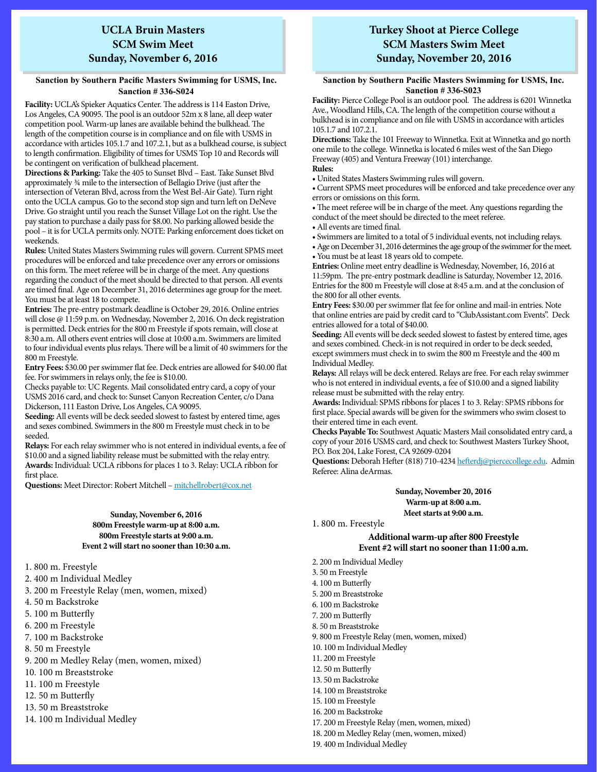## UCLA Bruin Masters
## SCM Swim Meet
## Sunday, November 6, 2016

**Sanction by Southern Pacific Masters Swimming for USMS, Inc.**
**Sanction # 336-S024**

**Facility:** UCLA's Spieker Aquatics Center. The address is 114 Easton Drive, Los Angeles, CA 90095. The pool is an outdoor 52m x 8 lane, all deep water competition pool. Warm-up lanes are available behind the bulkhead. The length of the competition course is in compliance and on file with USMS in accordance with articles 105.1.7 and 107.2.1, but as a bulkhead course, is subject to length confirmation. Eligibility of times for USMS Top 10 and Records will be contingent on verification of bulkhead placement.

**Directions & Parking:** Take the 405 to Sunset Blvd – East. Take Sunset Blvd approximately ¾ mile to the intersection of Bellagio Drive (just after the intersection of Veteran Blvd, across from the West Bel-Air Gate). Turn right onto the UCLA campus. Go to the second stop sign and turn left on DeNeve Drive. Go straight until you reach the Sunset Village Lot on the right. Use the pay station to purchase a daily pass for $8.00. No parking allowed beside the pool – it is for UCLA permits only. NOTE: Parking enforcement does ticket on weekends.

**Rules:** United States Masters Swimming rules will govern. Current SPMS meet procedures will be enforced and take precedence over any errors or omissions on this form. The meet referee will be in charge of the meet. Any questions regarding the conduct of the meet should be directed to that person. All events are timed final. Age on December 31, 2016 determines age group for the meet. You must be at least 18 to compete.

**Entries:** The pre-entry postmark deadline is October 29, 2016. Online entries will close @ 11:59 p.m. on Wednesday, November 2, 2016. On deck registration is permitted. Deck entries for the 800 m Freestyle if spots remain, will close at 8:30 a.m. All others event entries will close at 10:00 a.m. Swimmers are limited to four individual events plus relays. There will be a limit of 40 swimmers for the 800 m Freestyle.

**Entry Fees:** $30.00 per swimmer flat fee. Deck entries are allowed for $40.00 flat fee. For swimmers in relays only, the fee is $10.00.

Checks payable to: UC Regents. Mail consolidated entry card, a copy of your USMS 2016 card, and check to: Sunset Canyon Recreation Center, c/o Dana Dickerson, 111 Easton Drive, Los Angeles, CA 90095.

**Seeding:** All events will be deck seeded slowest to fastest by entered time, ages and sexes combined. Swimmers in the 800 m Freestyle must check in to be seeded.

**Relays:** For each relay swimmer who is not entered in individual events, a fee of $10.00 and a signed liability release must be submitted with the relay entry.

**Awards:** Individual: UCLA ribbons for places 1 to 3. Relay: UCLA ribbon for first place.

**Questions:** Meet Director: Robert Mitchell – mitchellrobert@cox.net

**Sunday, November 6, 2016**
**800m Freestyle warm-up at 8:00 a.m.**
**800m Freestyle starts at 9:00 a.m.**
**Event 2 will start no sooner than 10:30 a.m.**

1. 800 m. Freestyle
2. 400 m Individual Medley
3. 200 m Freestyle Relay (men, women, mixed)
4. 50 m Backstroke
5. 100 m Butterfly
6. 200 m Freestyle
7. 100 m Backstroke
8. 50 m Freestyle
9. 200 m Medley Relay (men, women, mixed)
10. 100 m Breaststroke
11. 100 m Freestyle
12. 50 m Butterfly
13. 50 m Breaststroke
14. 100 m Individual Medley

## Turkey Shoot at Pierce College
## SCM Masters Swim Meet
## Sunday, November 20, 2016

**Sanction by Southern Pacific Masters Swimming for USMS, Inc.**
**Sanction # 336-S023**

**Facility:** Pierce College Pool is an outdoor pool. The address is 6201 Winnetka Ave., Woodland Hills, CA. The length of the competition course without a bulkhead is in compliance and on file with USMS in accordance with articles 105.1.7 and 107.2.1.

**Directions:** Take the 101 Freeway to Winnetka. Exit at Winnetka and go north one mile to the college. Winnetka is located 6 miles west of the San Diego Freeway (405) and Ventura Freeway (101) interchange.

**Rules:**
- United States Masters Swimming rules will govern.
- Current SPMS meet procedures will be enforced and take precedence over any errors or omissions on this form.
- The meet referee will be in charge of the meet. Any questions regarding the conduct of the meet should be directed to the meet referee.
- All events are timed final.
- Swimmers are limited to a total of 5 individual events, not including relays.
- Age on December 31, 2016 determines the age group of the swimmer for the meet.
- You must be at least 18 years old to compete.

**Entries:** Online meet entry deadline is Wednesday, November, 16, 2016 at 11:59pm. The pre-entry postmark deadline is Saturday, November 12, 2016. Entries for the 800 m Freestyle will close at 8:45 a.m. and at the conclusion of the 800 for all other events.

**Entry Fees:** $30.00 per swimmer flat fee for online and mail-in entries. Note that online entries are paid by credit card to "ClubAssistant.com Events". Deck entries allowed for a total of $40.00.

**Seeding:** All events will be deck seeded slowest to fastest by entered time, ages and sexes combined. Check-in is not required in order to be deck seeded, except swimmers must check in to swim the 800 m Freestyle and the 400 m Individual Medley.

**Relays:** All relays will be deck entered. Relays are free. For each relay swimmer who is not entered in individual events, a fee of $10.00 and a signed liability release must be submitted with the relay entry.

**Awards:** Individual: SPMS ribbons for places 1 to 3. Relay: SPMS ribbons for first place. Special awards will be given for the swimmers who swim closest to their entered time in each event.

**Checks Payable To:** Southwest Aquatic Masters Mail consolidated entry card, a copy of your 2016 USMS card, and check to: Southwest Masters Turkey Shoot, P.O. Box 204, Lake Forest, CA 92609-0204

**Questions:** Deborah Hefter (818) 710-4234 hefterdj@piercecollege.edu. Admin Referee: Alina deArmas.

**Sunday, November 20, 2016**
**Warm-up at 8:00 a.m.**
**Meet starts at 9:00 a.m.**

1. 800 m. Freestyle

**Additional warm-up after 800 Freestyle**
**Event #2 will start no sooner than 11:00 a.m.**

2. 200 m Individual Medley
3. 50 m Freestyle
4. 100 m Butterfly
5. 200 m Breaststroke
6. 100 m Backstroke
7. 200 m Butterfly
8. 50 m Breaststroke
9. 800 m Freestyle Relay (men, women, mixed)
10. 100 m Individual Medley
11. 200 m Freestyle
12. 50 m Butterfly
13. 50 m Backstroke
14. 100 m Breaststroke
15. 100 m Freestyle
16. 200 m Backstroke
17. 200 m Freestyle Relay (men, women, mixed)
18. 200 m Medley Relay (men, women, mixed)
19. 400 m Individual Medley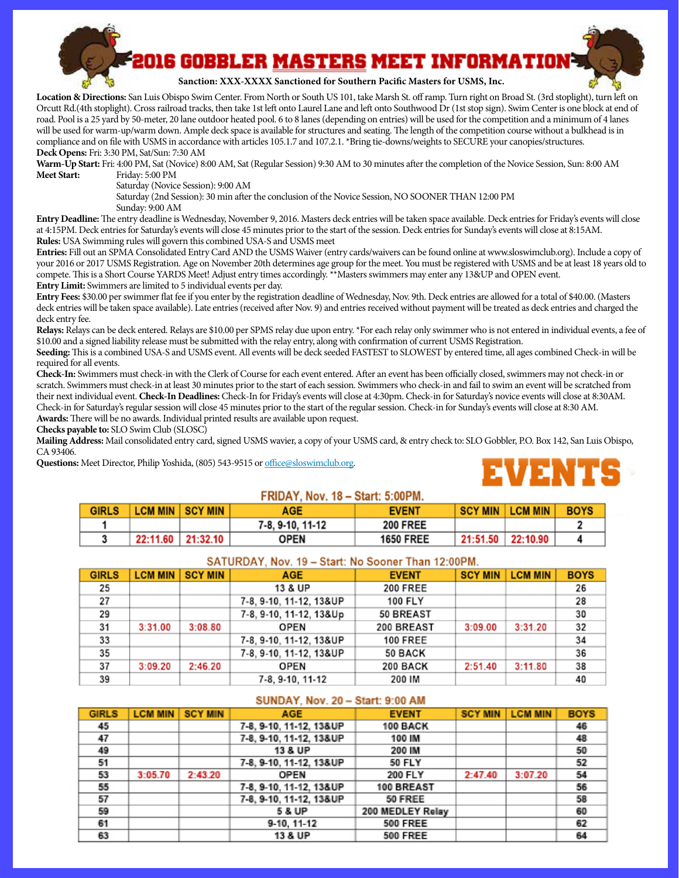# 2016 GOBBLER MASTERS MEET INFORMATION

**Sanction: XXX-XXXX Sanctioned for Southern Pacific Masters for USMS, Inc.**

**Location & Directions:** San Luis Obispo Swim Center. From North or South US 101, take Marsh St. off ramp. Turn right on Broad St. (3rd stoplight), turn left on Orcutt Rd.(4th stoplight). Cross railroad tracks, then take 1st left onto Laurel Lane and left onto Southwood Dr (1st stop sign). Swim Center is one block at end of road. Pool is a 25 yard by 50-meter, 20 lane outdoor heated pool. 6 to 8 lanes (depending on entries) will be used for the competition and a minimum of 4 lanes will be used for warm-up/warm down. Ample deck space is available for structures and seating. The length of the competition course without a bulkhead is in compliance and on file with USMS in accordance with articles 105.1.7 and 107.2.1. *Bring tie-downs/weights to SECURE your canopies/structures.

**Deck Opens:** Fri: 3:30 PM, Sat/Sun: 7:30 AM

**Warm-Up Start:** Fri: 4:00 PM, Sat (Novice) 8:00 AM, Sat (Regular Session) 9:30 AM to 30 minutes after the completion of the Novice Session, Sun: 8:00 AM

**Meet Start:** Friday: 5:00 PM
Saturday (Novice Session): 9:00 AM
Saturday (2nd Session): 30 min after the conclusion of the Novice Session, NO SOONER THAN 12:00 PM
Sunday: 9:00 AM

**Entry Deadline:** The entry deadline is Wednesday, November 9, 2016. Masters deck entries will be taken space available. Deck entries for Friday's events will close at 4:15PM. Deck entries for Saturday's events will close 45 minutes prior to the start of the session. Deck entries for Sunday's events will close at 8:15AM.

**Rules:** USA Swimming rules will govern this combined USA-S and USMS meet

**Entries:** Fill out an SPMA Consolidated Entry Card AND the USMS Waiver (entry cards/waivers can be found online at www.sloswimclub.org). Include a copy of your 2016 or 2017 USMS Registration. Age on November 20th determines age group for the meet. You must be registered with USMS and be at least 18 years old to compete. This is a Short Course YARDS Meet! Adjust entry times accordingly. **Masters swimmers may enter any 13&UP and OPEN event.

**Entry Limit:** Swimmers are limited to 5 individual events per day.

**Entry Fees:** $30.00 per swimmer flat fee if you enter by the registration deadline of Wednesday, Nov. 9th. Deck entries are allowed for a total of $40.00. (Masters deck entries will be taken space available). Late entries (received after Nov. 9) and entries received without payment will be treated as deck entries and charged the deck entry fee.

**Relays:** Relays can be deck entered. Relays are $10.00 per SPMS relay due upon entry. *For each relay only swimmer who is not entered in individual events, a fee of $10.00 and a signed liability release must be submitted with the relay entry, along with confirmation of current USMS Registration.

**Seeding:** This is a combined USA-S and USMS event. All events will be deck seeded FASTEST to SLOWEST by entered time, all ages combined Check-in will be required for all events.

**Check-In:** Swimmers must check-in with the Clerk of Course for each event entered. After an event has been officially closed, swimmers may not check-in or scratch. Swimmers must check-in at least 30 minutes prior to the start of each session. Swimmers who check-in and fail to swim an event will be scratched from their next individual event. **Check-In Deadlines:** Check-In for Friday's events will close at 4:30pm. Check-in for Saturday's novice events will close at 8:30AM. Check-in for Saturday's regular session will close 45 minutes prior to the start of the regular session. Check-in for Sunday's events will close at 8:30 AM.

**Awards:** There will be no awards. Individual printed results are available upon request.

**Checks payable to:** SLO Swim Club (SLOSC)

**Mailing Address:** Mail consolidated entry card, signed USMS wavier, a copy of your USMS card, & entry check to: SLO Gobbler, P.O. Box 142, San Luis Obispo, CA 93406.

**Questions:** Meet Director, Philip Yoshida, (805) 543-9515 or office@sloswimclub.org.

# EVENTS

## FRIDAY, Nov. 18 – Start: 5:00PM.

| GIRLS | LCM MIN | SCY MIN | AGE | EVENT | SCY MIN | LCM MIN | BOYS |
|---|---|---|---|---|---|---|---|
| 1 | | | 7-8, 9-10, 11-12 | 200 FREE | | | 2 |
| 3 | 22:11.60 | 21:32.10 | OPEN | 1650 FREE | 21:51.50 | 22:10.90 | 4 |

## SATURDAY, Nov. 19 – Start: No Sooner Than 12:00PM.

| GIRLS | LCM MIN | SCY MIN | AGE | EVENT | SCY MIN | LCM MIN | BOYS |
|---|---|---|---|---|---|---|---|
| 25 | | | 13 & UP | 200 FREE | | | 26 |
| 27 | | | 7-8, 9-10, 11-12, 13&UP | 100 FLY | | | 28 |
| 29 | | | 7-8, 9-10, 11-12, 13&Up | 50 BREAST | | | 30 |
| 31 | 3:31.00 | 3:08.80 | OPEN | 200 BREAST | 3:09.00 | 3:31.20 | 32 |
| 33 | | | 7-8, 9-10, 11-12, 13&UP | 100 FREE | | | 34 |
| 35 | | | 7-8, 9-10, 11-12, 13&UP | 50 BACK | | | 36 |
| 37 | 3:09.20 | 2:46.20 | OPEN | 200 BACK | 2:51.40 | 3:11.80 | 38 |
| 39 | | | 7-8, 9-10, 11-12 | 200 IM | | | 40 |

## SUNDAY, Nov. 20 – Start: 9:00 AM

| GIRLS | LCM MIN | SCY MIN | AGE | EVENT | SCY MIN | LCM MIN | BOYS |
|---|---|---|---|---|---|---|---|
| 45 | | | 7-8, 9-10, 11-12, 13&UP | 100 BACK | | | 46 |
| 47 | | | 7-8, 9-10, 11-12, 13&UP | 100 IM | | | 48 |
| 49 | | | 13 & UP | 200 IM | | | 50 |
| 51 | | | 7-8, 9-10, 11-12, 13&UP | 50 FLY | | | 52 |
| 53 | 3:05.70 | 2:43.20 | OPEN | 200 FLY | 2:47.40 | 3:07.20 | 54 |
| 55 | | | 7-8, 9-10, 11-12, 13&UP | 100 BREAST | | | 56 |
| 57 | | | 7-8, 9-10, 11-12, 13&UP | 50 FREE | | | 58 |
| 59 | | | 5 & UP | 200 MEDLEY Relay | | | 60 |
| 61 | | | 9-10, 11-12 | 500 FREE | | | 62 |
| 63 | | | 13 & UP | 500 FREE | | | 64 |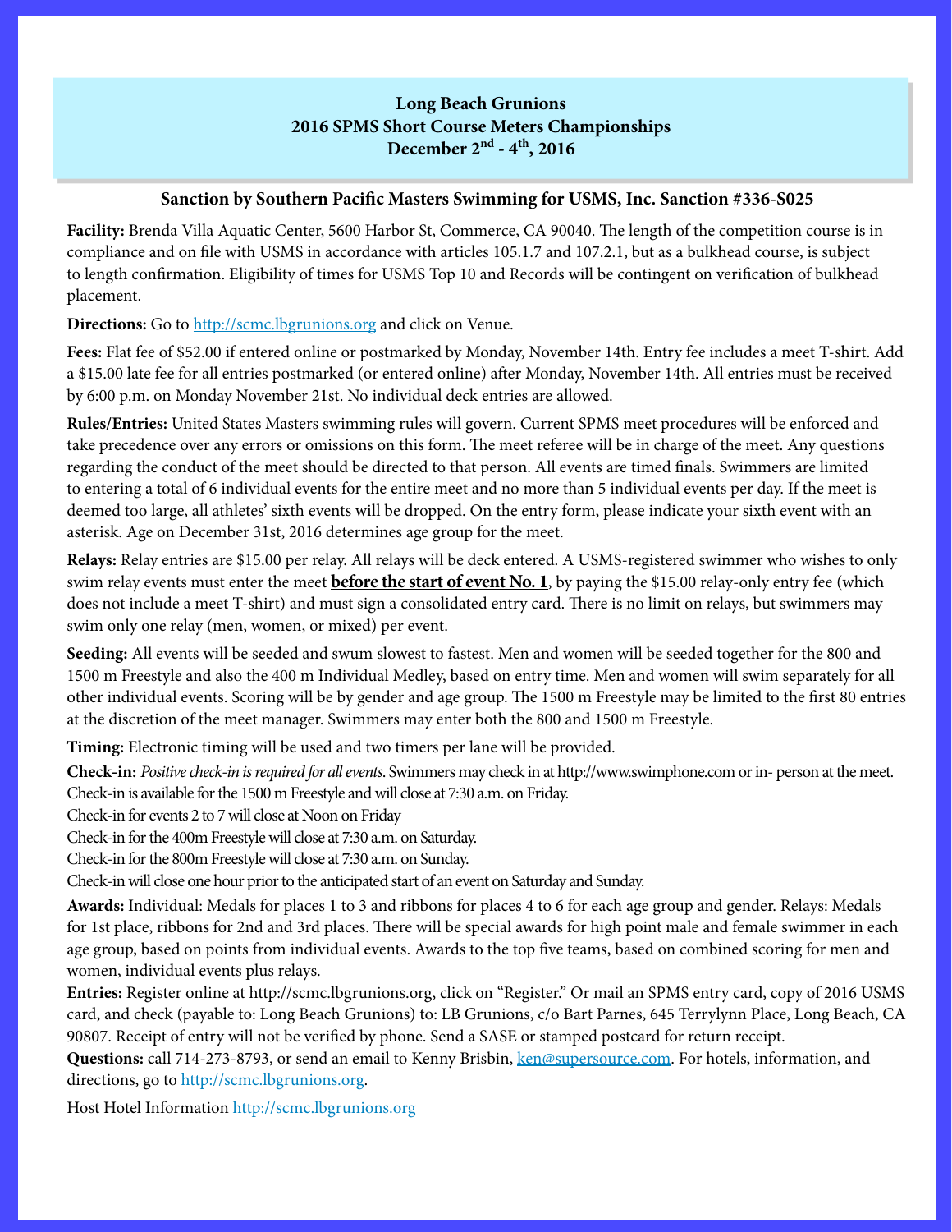# Long Beach Grunions
# 2016 SPMS Short Course Meters Championships
# December 2nd - 4th, 2016

### Sanction by Southern Pacific Masters Swimming for USMS, Inc. Sanction #336-S025

**Facility:** Brenda Villa Aquatic Center, 5600 Harbor St, Commerce, CA 90040. The length of the competition course is in compliance and on file with USMS in accordance with articles 105.1.7 and 107.2.1, but as a bulkhead course, is subject to length confirmation. Eligibility of times for USMS Top 10 and Records will be contingent on verification of bulkhead placement.

**Directions:** Go to http://scmc.lbgrunions.org and click on Venue.

**Fees:** Flat fee of $52.00 if entered online or postmarked by Monday, November 14th. Entry fee includes a meet T-shirt. Add a $15.00 late fee for all entries postmarked (or entered online) after Monday, November 14th. All entries must be received by 6:00 p.m. on Monday November 21st. No individual deck entries are allowed.

**Rules/Entries:** United States Masters swimming rules will govern. Current SPMS meet procedures will be enforced and take precedence over any errors or omissions on this form. The meet referee will be in charge of the meet. Any questions regarding the conduct of the meet should be directed to that person. All events are timed finals. Swimmers are limited to entering a total of 6 individual events for the entire meet and no more than 5 individual events per day. If the meet is deemed too large, all athletes' sixth events will be dropped. On the entry form, please indicate your sixth event with an asterisk. Age on December 31st, 2016 determines age group for the meet.

**Relays:** Relay entries are $15.00 per relay. All relays will be deck entered. A USMS-registered swimmer who wishes to only swim relay events must enter the meet **before the start of event No. 1**, by paying the $15.00 relay-only entry fee (which does not include a meet T-shirt) and must sign a consolidated entry card. There is no limit on relays, but swimmers may swim only one relay (men, women, or mixed) per event.

**Seeding:** All events will be seeded and swum slowest to fastest. Men and women will be seeded together for the 800 and 1500 m Freestyle and also the 400 m Individual Medley, based on entry time. Men and women will swim separately for all other individual events. Scoring will be by gender and age group. The 1500 m Freestyle may be limited to the first 80 entries at the discretion of the meet manager. Swimmers may enter both the 800 and 1500 m Freestyle.

**Timing:** Electronic timing will be used and two timers per lane will be provided.

**Check-in:** *Positive check-in is required for all events.* Swimmers may check in at http://www.swimphone.com or in- person at the meet. Check-in is available for the 1500 m Freestyle and will close at 7:30 a.m. on Friday.
Check-in for events 2 to 7 will close at Noon on Friday
Check-in for the 400m Freestyle will close at 7:30 a.m. on Saturday.
Check-in for the 800m Freestyle will close at 7:30 a.m. on Sunday.
Check-in will close one hour prior to the anticipated start of an event on Saturday and Sunday.

**Awards:** Individual: Medals for places 1 to 3 and ribbons for places 4 to 6 for each age group and gender. Relays: Medals for 1st place, ribbons for 2nd and 3rd places. There will be special awards for high point male and female swimmer in each age group, based on points from individual events. Awards to the top five teams, based on combined scoring for men and women, individual events plus relays.

**Entries:** Register online at http://scmc.lbgrunions.org, click on "Register." Or mail an SPMS entry card, copy of 2016 USMS card, and check (payable to: Long Beach Grunions) to: LB Grunions, c/o Bart Parnes, 645 Terrylynn Place, Long Beach, CA 90807. Receipt of entry will not be verified by phone. Send a SASE or stamped postcard for return receipt.

**Questions:** call 714-273-8793, or send an email to Kenny Brisbin, ken@supersource.com. For hotels, information, and directions, go to http://scmc.lbgrunions.org.

Host Hotel Information http://scmc.lbgrunions.org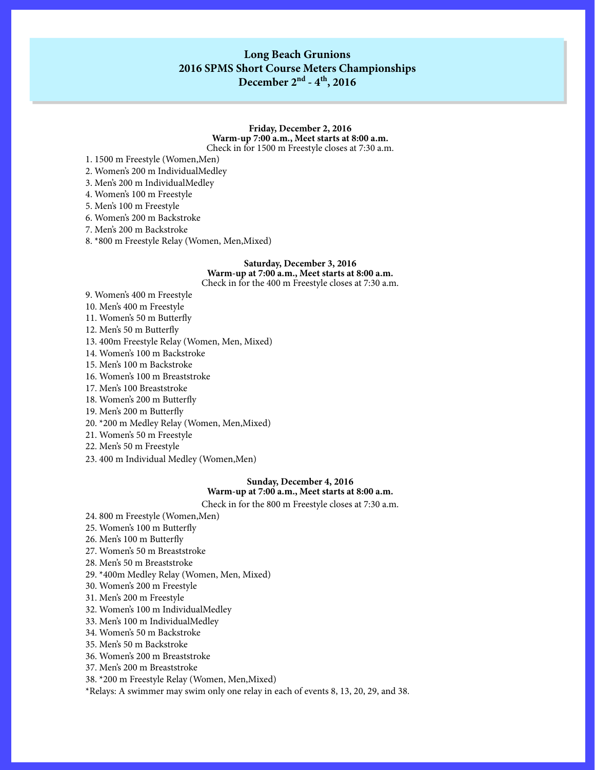# Long Beach Grunions
# 2016 SPMS Short Course Meters Championships
# December 2nd - 4th, 2016

**Friday, December 2, 2016**
**Warm-up 7:00 a.m., Meet starts at 8:00 a.m.**
Check in for 1500 m Freestyle closes at 7:30 a.m.

1. 1500 m Freestyle (Women,Men)
2. Women's 200 m IndividualMedley
3. Men's 200 m IndividualMedley
4. Women's 100 m Freestyle
5. Men's 100 m Freestyle
6. Women's 200 m Backstroke
7. Men's 200 m Backstroke
8. *800 m Freestyle Relay (Women, Men,Mixed)

**Saturday, December 3, 2016**
**Warm-up at 7:00 a.m., Meet starts at 8:00 a.m.**
Check in for the 400 m Freestyle closes at 7:30 a.m.

9. Women's 400 m Freestyle
10. Men's 400 m Freestyle
11. Women's 50 m Butterfly
12. Men's 50 m Butterfly
13. 400m Freestyle Relay (Women, Men, Mixed)
14. Women's 100 m Backstroke
15. Men's 100 m Backstroke
16. Women's 100 m Breaststroke
17. Men's 100 Breaststroke
18. Women's 200 m Butterfly
19. Men's 200 m Butterfly
20. *200 m Medley Relay (Women, Men,Mixed)
21. Women's 50 m Freestyle
22. Men's 50 m Freestyle
23. 400 m Individual Medley (Women,Men)

**Sunday, December 4, 2016**
**Warm-up at 7:00 a.m., Meet starts at 8:00 a.m.**
Check in for the 800 m Freestyle closes at 7:30 a.m.

24. 800 m Freestyle (Women,Men)
25. Women's 100 m Butterfly
26. Men's 100 m Butterfly
27. Women's 50 m Breaststroke
28. Men's 50 m Breaststroke
29. *400m Medley Relay (Women, Men, Mixed)
30. Women's 200 m Freestyle
31. Men's 200 m Freestyle
32. Women's 100 m IndividualMedley
33. Men's 100 m IndividualMedley
34. Women's 50 m Backstroke
35. Men's 50 m Backstroke
36. Women's 200 m Breaststroke
37. Men's 200 m Breaststroke
38. *200 m Freestyle Relay (Women, Men,Mixed)

*Relays: A swimmer may swim only one relay in each of events 8, 13, 20, 29, and 38.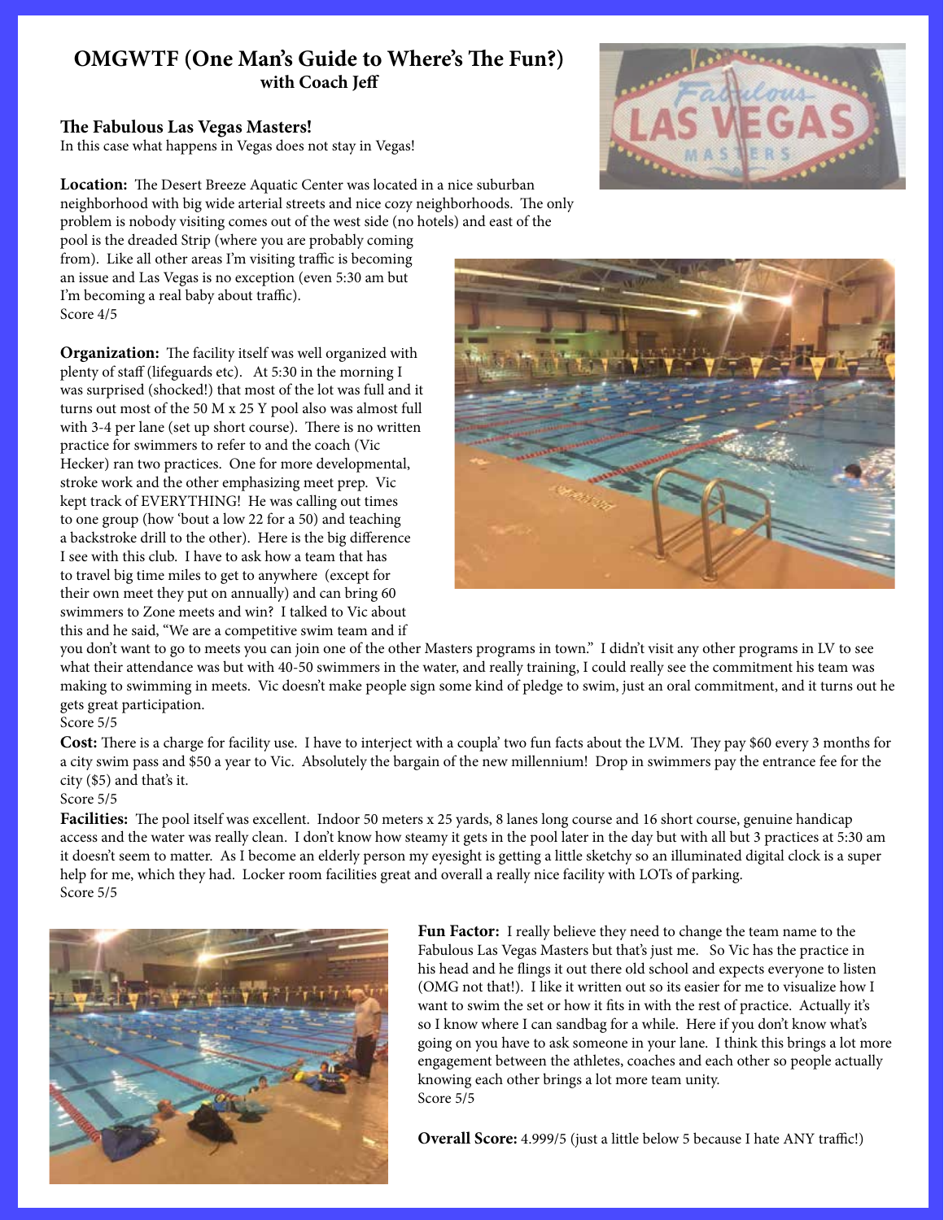# OMGWTF (One Man's Guide to Where's The Fun?)

**with Coach Jeff**

## The Fabulous Las Vegas Masters!

In this case what happens in Vegas does not stay in Vegas!

**Location:** The Desert Breeze Aquatic Center was located in a nice suburban neighborhood with big wide arterial streets and nice cozy neighborhoods. The only problem is nobody visiting comes out of the west side (no hotels) and east of the pool is the dreaded Strip (where you are probably coming from). Like all other areas I'm visiting traffic is becoming an issue and Las Vegas is no exception (even 5:30 am but I'm becoming a real baby about traffic).
Score 4/5

**Organization:** The facility itself was well organized with plenty of staff (lifeguards etc). At 5:30 in the morning I was surprised (shocked!) that most of the lot was full and it turns out most of the 50 M x 25 Y pool also was almost full with 3-4 per lane (set up short course). There is no written practice for swimmers to refer to and the coach (Vic Hecker) ran two practices. One for more developmental, stroke work and the other emphasizing meet prep. Vic kept track of EVERYTHING! He was calling out times to one group (how 'bout a low 22 for a 50) and teaching a backstroke drill to the other). Here is the big difference I see with this club. I have to ask how a team that has to travel big time miles to get to anywhere (except for their own meet they put on annually) and can bring 60 swimmers to Zone meets and win? I talked to Vic about this and he said, "We are a competitive swim team and if you don't want to go to meets you can join one of the other Masters programs in town." I didn't visit any other programs in LV to see what their attendance was but with 40-50 swimmers in the water, and really training, I could really see the commitment his team was making to swimming in meets. Vic doesn't make people sign some kind of pledge to swim, just an oral commitment, and it turns out he gets great participation.
Score 5/5

**Cost:** There is a charge for facility use. I have to interject with a coupla' two fun facts about the LVM. They pay $60 every 3 months for a city swim pass and $50 a year to Vic. Absolutely the bargain of the new millennium! Drop in swimmers pay the entrance fee for the city ($5) and that's it.
Score 5/5

**Facilities:** The pool itself was excellent. Indoor 50 meters x 25 yards, 8 lanes long course and 16 short course, genuine handicap access and the water was really clean. I don't know how steamy it gets in the pool later in the day but with all but 3 practices at 5:30 am it doesn't seem to matter. As I become an elderly person my eyesight is getting a little sketchy so an illuminated digital clock is a super help for me, which they had. Locker room facilities great and overall a really nice facility with LOTs of parking.
Score 5/5

**Fun Factor:** I really believe they need to change the team name to the Fabulous Las Vegas Masters but that's just me. So Vic has the practice in his head and he flings it out there old school and expects everyone to listen (OMG not that!). I like it written out so its easier for me to visualize how I want to swim the set or how it fits in with the rest of practice. Actually it's so I know where I can sandbag for a while. Here if you don't know what's going on you have to ask someone in your lane. I think this brings a lot more engagement between the athletes, coaches and each other so people actually knowing each other brings a lot more team unity.
Score 5/5

**Overall Score:** 4.999/5 (just a little below 5 because I hate ANY traffic!)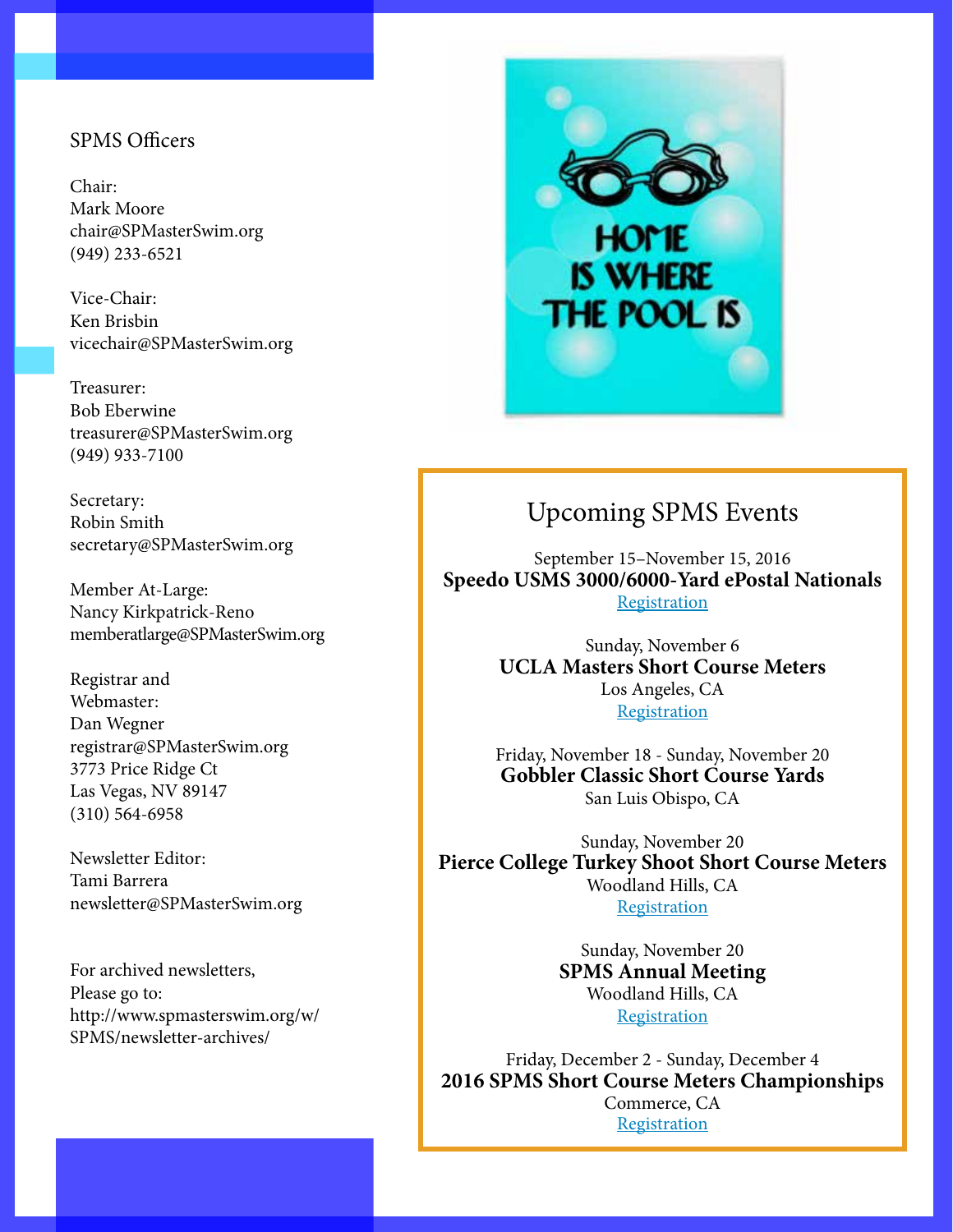## SPMS Officers

Chair:
Mark Moore
chair@SPMasterSwim.org
(949) 233-6521

Vice-Chair:
Ken Brisbin
vicechair@SPMasterSwim.org

Treasurer:
Bob Eberwine
treasurer@SPMasterSwim.org
(949) 933-7100

Secretary:
Robin Smith
secretary@SPMasterSwim.org

Member At-Large:
Nancy Kirkpatrick-Reno
memberatlarge@SPMasterSwim.org

Registrar and
Webmaster:
Dan Wegner
registrar@SPMasterSwim.org
3773 Price Ridge Ct
Las Vegas, NV 89147
(310) 564-6958

Newsletter Editor:
Tami Barrera
newsletter@SPMasterSwim.org

For archived newsletters,
Please go to:
http://www.spmasterswim.org/w/SPMS/newsletter-archives/

HOME IS WHERE THE POOL IS

## Upcoming SPMS Events

September 15–November 15, 2016
**Speedo USMS 3000/6000-Yard ePostal Nationals**
Registration

Sunday, November 6
**UCLA Masters Short Course Meters**
Los Angeles, CA
Registration

Friday, November 18 - Sunday, November 20
**Gobbler Classic Short Course Yards**
San Luis Obispo, CA

Sunday, November 20
**Pierce College Turkey Shoot Short Course Meters**
Woodland Hills, CA
Registration

Sunday, November 20
**SPMS Annual Meeting**
Woodland Hills, CA
Registration

Friday, December 2 - Sunday, December 4
**2016 SPMS Short Course Meters Championships**
Commerce, CA
Registration